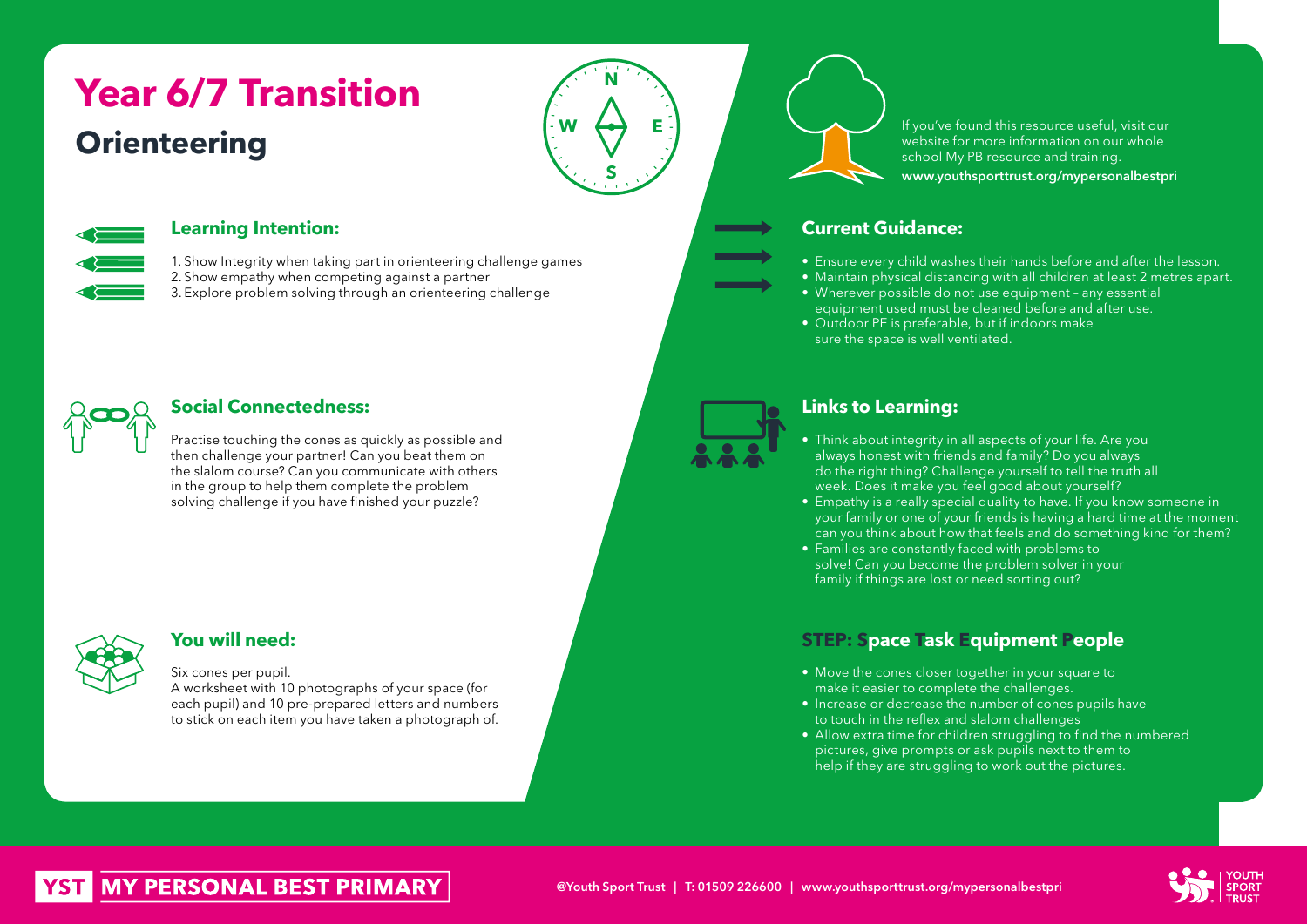# Year 6/7 Transition

## Orienteering

### Learning Intention:

1. Show Integrity when taking part in orienteering challenge games
2. Show empathy when competing against a partner
3. Explore problem solving through an orienteering challenge

### Social Connectedness:

Practise touching the cones as quickly as possible and then challenge your partner! Can you beat them on the slalom course? Can you communicate with others in the group to help them complete the problem solving challenge if you have finished your puzzle?

### You will need:

Six cones per pupil.
A worksheet with 10 photographs of your space (for each pupil) and 10 pre-prepared letters and numbers to stick on each item you have taken a photograph of.

If you've found this resource useful, visit our website for more information on our whole school My PB resource and training.
**www.youthsporttrust.org/mypersonalbestpri**

### Current Guidance:

- Ensure every child washes their hands before and after the lesson.
- Maintain physical distancing with all children at least 2 metres apart.
- Wherever possible do not use equipment – any essential equipment used must be cleaned before and after use.
- Outdoor PE is preferable, but if indoors make sure the space is well ventilated.

### Links to Learning:

- Think about integrity in all aspects of your life. Are you always honest with friends and family? Do you always do the right thing? Challenge yourself to tell the truth all week. Does it make you feel good about yourself?
- Empathy is a really special quality to have. If you know someone in your family or one of your friends is having a hard time at the moment can you think about how that feels and do something kind for them?
- Families are constantly faced with problems to solve! Can you become the problem solver in your family if things are lost or need sorting out?

### STEP: Space Task Equipment People

- Move the cones closer together in your square to make it easier to complete the challenges.
- Increase or decrease the number of cones pupils have to touch in the reflex and slalom challenges
- Allow extra time for children struggling to find the numbered pictures, give prompts or ask pupils next to them to help if they are struggling to work out the pictures.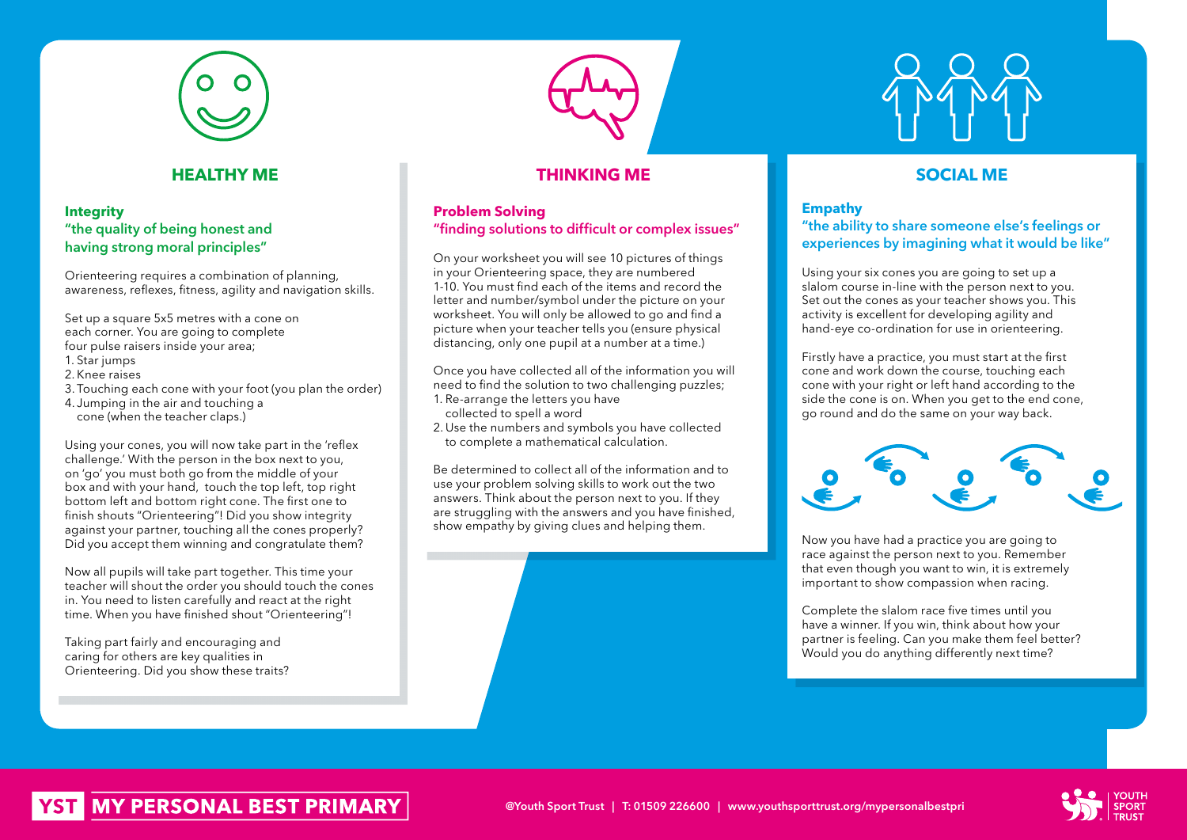## HEALTHY ME

### Integrity

**"the quality of being honest and having strong moral principles"**

Orienteering requires a combination of planning, awareness, reflexes, fitness, agility and navigation skills.

Set up a square 5x5 metres with a cone on each corner. You are going to complete four pulse raisers inside your area;

1. Star jumps
2. Knee raises
3. Touching each cone with your foot (you plan the order)
4. Jumping in the air and touching a cone (when the teacher claps.)

Using your cones, you will now take part in the 'reflex challenge.' With the person in the box next to you, on 'go' you must both go from the middle of your box and with your hand, touch the top left, top right bottom left and bottom right cone. The first one to finish shouts "Orienteering"! Did you show integrity against your partner, touching all the cones properly? Did you accept them winning and congratulate them?

Now all pupils will take part together. This time your teacher will shout the order you should touch the cones in. You need to listen carefully and react at the right time. When you have finished shout "Orienteering"!

Taking part fairly and encouraging and caring for others are key qualities in Orienteering. Did you show these traits?

## THINKING ME

### Problem Solving

**"finding solutions to difficult or complex issues"**

On your worksheet you will see 10 pictures of things in your Orienteering space, they are numbered 1-10. You must find each of the items and record the letter and number/symbol under the picture on your worksheet. You will only be allowed to go and find a picture when your teacher tells you (ensure physical distancing, only one pupil at a number at a time.)

Once you have collected all of the information you will need to find the solution to two challenging puzzles;

1. Re-arrange the letters you have collected to spell a word
2. Use the numbers and symbols you have collected to complete a mathematical calculation.

Be determined to collect all of the information and to use your problem solving skills to work out the two answers. Think about the person next to you. If they are struggling with the answers and you have finished, show empathy by giving clues and helping them.

## SOCIAL ME

### Empathy

**"the ability to share someone else's feelings or experiences by imagining what it would be like"**

Using your six cones you are going to set up a slalom course in-line with the person next to you. Set out the cones as your teacher shows you. This activity is excellent for developing agility and hand-eye co-ordination for use in orienteering.

Firstly have a practice, you must start at the first cone and work down the course, touching each cone with your right or left hand according to the side the cone is on. When you get to the end cone, go round and do the same on your way back.

Now you have had a practice you are going to race against the person next to you. Remember that even though you want to win, it is extremely important to show compassion when racing.

Complete the slalom race five times until you have a winner. If you win, think about how your partner is feeling. Can you make them feel better? Would you do anything differently next time?

YST MY PERSONAL BEST PRIMARY

@Youth Sport Trust | T: 01509 226600 | www.youthsporttrust.org/mypersonalbestpri